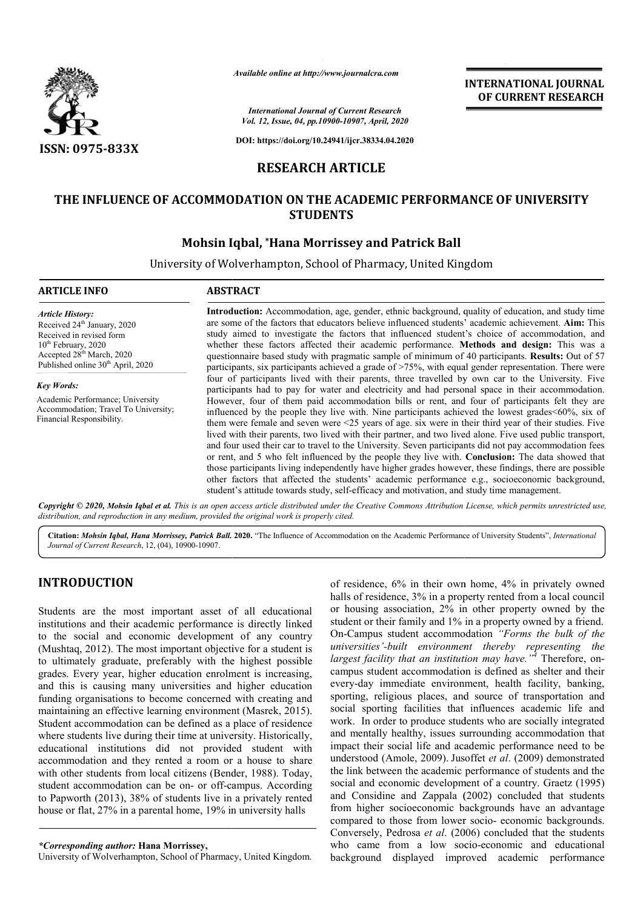*Available online at http://www.journalcra.com*

*International Journal of Current Research*
*Vol. 12, Issue, 04, pp.10900-10907, April, 2020*

**DOI: https://doi.org/10.24941/ijcr.38334.04.2020**

**INTERNATIONAL JOURNAL OF CURRENT RESEARCH**

ISSN: 0975-833X

## RESEARCH ARTICLE

# THE INFLUENCE OF ACCOMMODATION ON THE ACADEMIC PERFORMANCE OF UNIVERSITY STUDENTS

### Mohsin Iqbal, *Hana Morrissey and Patrick Ball

University of Wolverhampton, School of Pharmacy, United Kingdom

**ARTICLE INFO**

*Article History:*
Received 24th January, 2020
Received in revised form
10th February, 2020
Accepted 28th March, 2020
Published online 30th April, 2020

*Key Words:*
Academic Performance; University Accommodation; Travel To University; Financial Responsibility.

**ABSTRACT**

**Introduction:** Accommodation, age, gender, ethnic background, quality of education, and study time are some of the factors that educators believe influenced students' academic achievement. **Aim:** This study aimed to investigate the factors that influenced student's choice of accommodation, and whether these factors affected their academic performance. **Methods and design:** This was a questionnaire based study with pragmatic sample of minimum of 40 participants. **Results:** Out of 57 participants, six participants achieved a grade of >75%, with equal gender representation. There were four of participants lived with their parents, three travelled by own car to the University. Five participants had to pay for water and electricity and had personal space in their accommodation. However, four of them paid accommodation bills or rent, and four of participants felt they are influenced by the people they live with. Nine participants achieved the lowest grades<60%, six of them were female and seven were <25 years of age. six were in their third year of their studies. Five lived with their parents, two lived with their partner, and two lived alone. Five used public transport, and four used their car to travel to the University. Seven participants did not pay accommodation fees or rent, and 5 who felt influenced by the people they live with. **Conclusion:** The data showed that those participants living independently have higher grades however, these findings, there are possible other factors that affected the students' academic performance e.g., socioeconomic background, student's attitude towards study, self-efficacy and motivation, and study time management.

***Copyright © 2020, Mohsin Iqbal et al.** This is an open access article distributed under the Creative Commons Attribution License, which permits unrestricted use, distribution, and reproduction in any medium, provided the original work is properly cited.*

**Citation:** ***Mohsin Iqbal, Hana Morrissey, Patrick Ball.* 2020.** "The Influence of Accommodation on the Academic Performance of University Students", *International Journal of Current Research*, 12, (04), 10900-10907.

## INTRODUCTION

Students are the most important asset of all educational institutions and their academic performance is directly linked to the social and economic development of any country (Mushtaq, 2012). The most important objective for a student is to ultimately graduate, preferably with the highest possible grades. Every year, higher education enrolment is increasing, and this is causing many universities and higher education funding organisations to become concerned with creating and maintaining an effective learning environment (Masrek, 2015). Student accommodation can be defined as a place of residence where students live during their time at university. Historically, educational institutions did not provided student with accommodation and they rented a room or a house to share with other students from local citizens (Bender, 1988). Today, student accommodation can be on- or off-campus. According to Papworth (2013), 38% of students live in a privately rented house or flat, 27% in a parental home, 19% in university halls of residence, 6% in their own home, 4% in privately owned halls of residence, 3% in a property rented from a local council or housing association, 2% in other property owned by the student or their family and 1% in a property owned by a friend. On-Campus student accommodation *"Forms the bulk of the universities'-built environment thereby representing the largest facility that an institution may have."*[4] Therefore, on-campus student accommodation is defined as shelter and their every-day immediate environment, health facility, banking, sporting, religious places, and source of transportation and social sporting facilities that influences academic life and work. In order to produce students who are socially integrated and mentally healthy, issues surrounding accommodation that impact their social life and academic performance need to be understood (Amole, 2009). Jusoffet *et al*. (2009) demonstrated the link between the academic performance of students and the social and economic development of a country. Graetz (1995) and Considine and Zappala (2002) concluded that students from higher socioeconomic backgrounds have an advantage compared to those from lower socio- economic backgrounds. Conversely, Pedrosa *et al*. (2006) concluded that the students who came from a low socio-economic and educational background displayed improved academic performance

***Corresponding author:** Hana Morrissey,
University of Wolverhampton, School of Pharmacy, United Kingdom.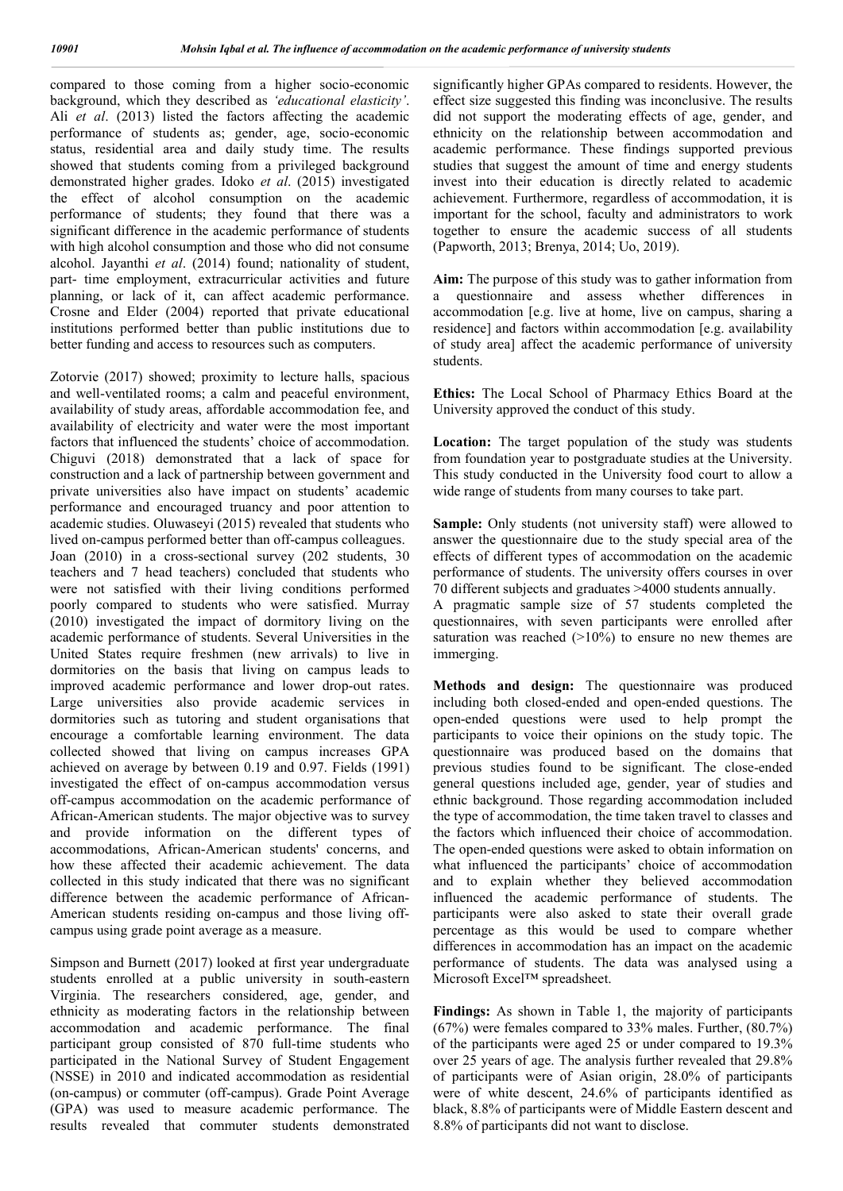compared to those coming from a higher socio-economic background, which they described as *'educational elasticity'*. Ali *et al*. (2013) listed the factors affecting the academic performance of students as; gender, age, socio-economic status, residential area and daily study time. The results showed that students coming from a privileged background demonstrated higher grades. Idoko *et al*. (2015) investigated the effect of alcohol consumption on the academic performance of students; they found that there was a significant difference in the academic performance of students with high alcohol consumption and those who did not consume alcohol. Jayanthi *et al*. (2014) found; nationality of student, part- time employment, extracurricular activities and future planning, or lack of it, can affect academic performance. Crosne and Elder (2004) reported that private educational institutions performed better than public institutions due to better funding and access to resources such as computers.

Zotorvie (2017) showed; proximity to lecture halls, spacious and well-ventilated rooms; a calm and peaceful environment, availability of study areas, affordable accommodation fee, and availability of electricity and water were the most important factors that influenced the students' choice of accommodation. Chiguvi (2018) demonstrated that a lack of space for construction and a lack of partnership between government and private universities also have impact on students' academic performance and encouraged truancy and poor attention to academic studies. Oluwaseyi (2015) revealed that students who lived on-campus performed better than off-campus colleagues. Joan (2010) in a cross-sectional survey (202 students, 30 teachers and 7 head teachers) concluded that students who were not satisfied with their living conditions performed poorly compared to students who were satisfied. Murray (2010) investigated the impact of dormitory living on the academic performance of students. Several Universities in the United States require freshmen (new arrivals) to live in dormitories on the basis that living on campus leads to improved academic performance and lower drop-out rates. Large universities also provide academic services in dormitories such as tutoring and student organisations that encourage a comfortable learning environment. The data collected showed that living on campus increases GPA achieved on average by between 0.19 and 0.97. Fields (1991) investigated the effect of on-campus accommodation versus off-campus accommodation on the academic performance of African-American students. The major objective was to survey and provide information on the different types of accommodations, African-American students' concerns, and how these affected their academic achievement. The data collected in this study indicated that there was no significant difference between the academic performance of African-American students residing on-campus and those living off-campus using grade point average as a measure.

Simpson and Burnett (2017) looked at first year undergraduate students enrolled at a public university in south-eastern Virginia. The researchers considered, age, gender, and ethnicity as moderating factors in the relationship between accommodation and academic performance. The final participant group consisted of 870 full-time students who participated in the National Survey of Student Engagement (NSSE) in 2010 and indicated accommodation as residential (on-campus) or commuter (off-campus). Grade Point Average (GPA) was used to measure academic performance. The results revealed that commuter students demonstrated significantly higher GPAs compared to residents. However, the effect size suggested this finding was inconclusive. The results did not support the moderating effects of age, gender, and ethnicity on the relationship between accommodation and academic performance. These findings supported previous studies that suggest the amount of time and energy students invest into their education is directly related to academic achievement. Furthermore, regardless of accommodation, it is important for the school, faculty and administrators to work together to ensure the academic success of all students (Papworth, 2013; Brenya, 2014; Uo, 2019).

**Aim:** The purpose of this study was to gather information from a questionnaire and assess whether differences in accommodation [e.g. live at home, live on campus, sharing a residence] and factors within accommodation [e.g. availability of study area] affect the academic performance of university students.

**Ethics:** The Local School of Pharmacy Ethics Board at the University approved the conduct of this study.

**Location:** The target population of the study was students from foundation year to postgraduate studies at the University. This study conducted in the University food court to allow a wide range of students from many courses to take part.

**Sample:** Only students (not university staff) were allowed to answer the questionnaire due to the study special area of the effects of different types of accommodation on the academic performance of students. The university offers courses in over 70 different subjects and graduates >4000 students annually. A pragmatic sample size of 57 students completed the questionnaires, with seven participants were enrolled after saturation was reached (>10%) to ensure no new themes are immerging.

**Methods and design:** The questionnaire was produced including both closed-ended and open-ended questions. The open-ended questions were used to help prompt the participants to voice their opinions on the study topic. The questionnaire was produced based on the domains that previous studies found to be significant. The close-ended general questions included age, gender, year of studies and ethnic background. Those regarding accommodation included the type of accommodation, the time taken travel to classes and the factors which influenced their choice of accommodation. The open-ended questions were asked to obtain information on what influenced the participants' choice of accommodation and to explain whether they believed accommodation influenced the academic performance of students. The participants were also asked to state their overall grade percentage as this would be used to compare whether differences in accommodation has an impact on the academic performance of students. The data was analysed using a Microsoft Excel™ spreadsheet.

**Findings:** As shown in Table 1, the majority of participants (67%) were females compared to 33% males. Further, (80.7%) of the participants were aged 25 or under compared to 19.3% over 25 years of age. The analysis further revealed that 29.8% of participants were of Asian origin, 28.0% of participants were of white descent, 24.6% of participants identified as black, 8.8% of participants were of Middle Eastern descent and 8.8% of participants did not want to disclose.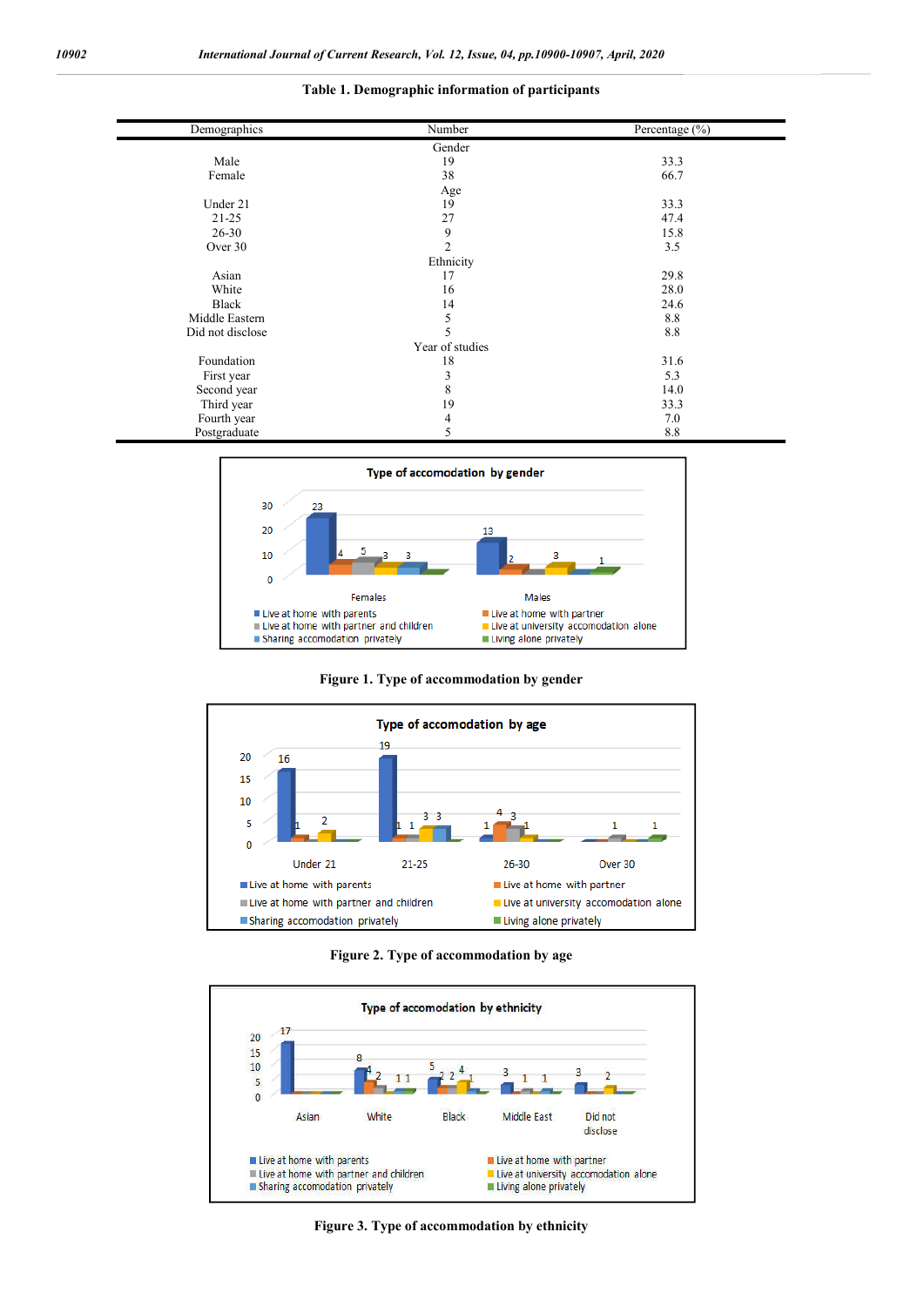**Table 1. Demographic information of participants**

| Demographics | Number | Percentage (%) |
|---|---|---|
| | Gender | |
| Male | 19 | 33.3 |
| Female | 38 | 66.7 |
| | Age | |
| Under 21 | 19 | 33.3 |
| 21-25 | 27 | 47.4 |
| 26-30 | 9 | 15.8 |
| Over 30 | 2 | 3.5 |
| | Ethnicity | |
| Asian | 17 | 29.8 |
| White | 16 | 28.0 |
| Black | 14 | 24.6 |
| Middle Eastern | 5 | 8.8 |
| Did not disclose | 5 | 8.8 |
| | Year of studies | |
| Foundation | 18 | 31.6 |
| First year | 3 | 5.3 |
| Second year | 8 | 14.0 |
| Third year | 19 | 33.3 |
| Fourth year | 4 | 7.0 |
| Postgraduate | 5 | 8.8 |

**Figure 1. Type of accommodation by gender**

**Figure 2. Type of accommodation by age**

**Figure 3. Type of accommodation by ethnicity**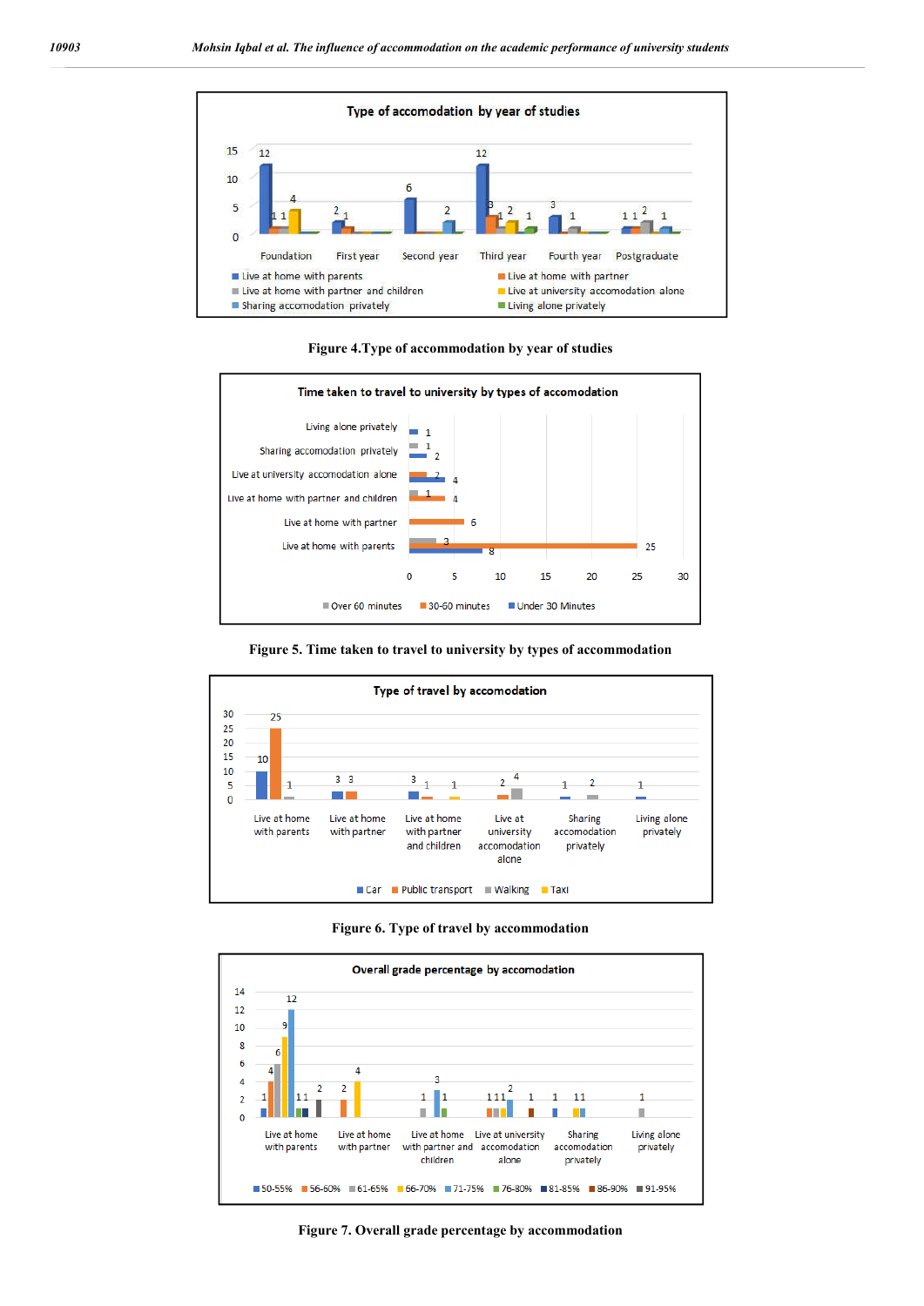Figure 4.Type of accommodation by year of studies

Figure 5. Time taken to travel to university by types of accommodation

Figure 6. Type of travel by accommodation

Figure 7. Overall grade percentage by accommodation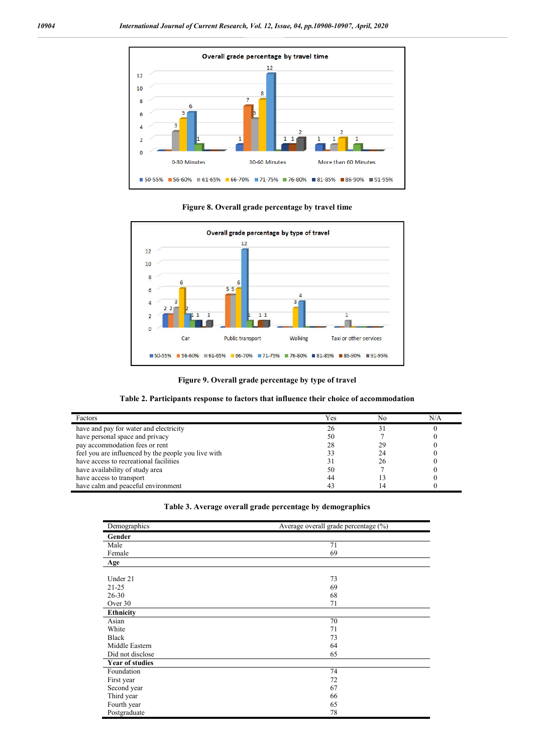Figure 8. Overall grade percentage by travel time

Figure 9. Overall grade percentage by type of travel

**Table 2. Participants response to factors that influence their choice of accommodation**

| Factors | Yes | No | N/A |
|---|---|---|---|
| have and pay for water and electricity | 26 | 31 | 0 |
| have personal space and privacy | 50 | 7 | 0 |
| pay accommodation fees or rent | 28 | 29 | 0 |
| feel you are influenced by the people you live with | 33 | 24 | 0 |
| have access to recreational facilities | 31 | 26 | 0 |
| have availability of study area | 50 | 7 | 0 |
| have access to transport | 44 | 13 | 0 |
| have calm and peaceful environment | 43 | 14 | 0 |

**Table 3. Average overall grade percentage by demographics**

| Demographics | Average overall grade percentage (%) |
|---|---|
| **Gender** | |
| Male | 71 |
| Female | 69 |
| **Age** | |
| Under 21 | 73 |
| 21-25 | 69 |
| 26-30 | 68 |
| Over 30 | 71 |
| **Ethnicity** | |
| Asian | 70 |
| White | 71 |
| Black | 73 |
| Middle Eastern | 64 |
| Did not disclose | 65 |
| **Year of studies** | |
| Foundation | 74 |
| First year | 72 |
| Second year | 67 |
| Third year | 66 |
| Fourth year | 65 |
| Postgraduate | 78 |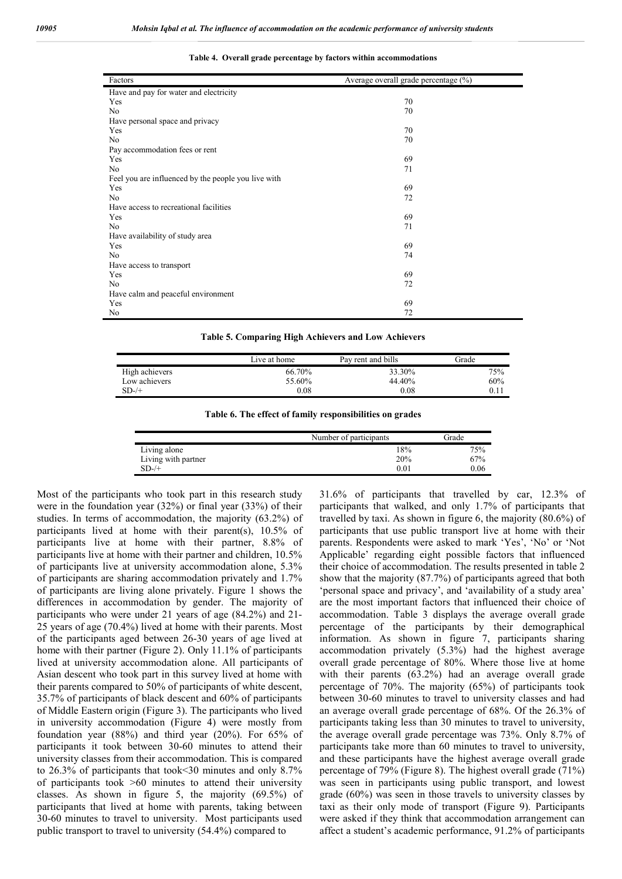**Table 4. Overall grade percentage by factors within accommodations**

| Factors | Average overall grade percentage (%) |
|---|---|
| Have and pay for water and electricity | |
| Yes | 70 |
| No | 70 |
| Have personal space and privacy | |
| Yes | 70 |
| No | 70 |
| Pay accommodation fees or rent | |
| Yes | 69 |
| No | 71 |
| Feel you are influenced by the people you live with | |
| Yes | 69 |
| No | 72 |
| Have access to recreational facilities | |
| Yes | 69 |
| No | 71 |
| Have availability of study area | |
| Yes | 69 |
| No | 74 |
| Have access to transport | |
| Yes | 69 |
| No | 72 |
| Have calm and peaceful environment | |
| Yes | 69 |
| No | 72 |

**Table 5. Comparing High Achievers and Low Achievers**

| | Live at home | Pay rent and bills | Grade |
|---|---|---|---|
| High achievers | 66.70% | 33.30% | 75% |
| Low achievers | 55.60% | 44.40% | 60% |
| SD-/+ | 0.08 | 0.08 | 0.11 |

**Table 6. The effect of family responsibilities on grades**

| | Number of participants | Grade |
|---|---|---|
| Living alone | 18% | 75% |
| Living with partner | 20% | 67% |
| SD-/+ | 0.01 | 0.06 |

Most of the participants who took part in this research study were in the foundation year (32%) or final year (33%) of their studies. In terms of accommodation, the majority (63.2%) of participants lived at home with their parent(s), 10.5% of participants live at home with their partner, 8.8% of participants live at home with their partner and children, 10.5% of participants live at university accommodation alone, 5.3% of participants are sharing accommodation privately and 1.7% of participants are living alone privately. Figure 1 shows the differences in accommodation by gender. The majority of participants who were under 21 years of age (84.2%) and 21-25 years of age (70.4%) lived at home with their parents. Most of the participants aged between 26-30 years of age lived at home with their partner (Figure 2). Only 11.1% of participants lived at university accommodation alone. All participants of Asian descent who took part in this survey lived at home with their parents compared to 50% of participants of white descent, 35.7% of participants of black descent and 60% of participants of Middle Eastern origin (Figure 3). The participants who lived in university accommodation (Figure 4) were mostly from foundation year (88%) and third year (20%). For 65% of participants it took between 30-60 minutes to attend their university classes from their accommodation. This is compared to 26.3% of participants that took<30 minutes and only 8.7% of participants took >60 minutes to attend their university classes. As shown in figure 5, the majority (69.5%) of participants that lived at home with parents, taking between 30-60 minutes to travel to university. Most participants used public transport to travel to university (54.4%) compared to 31.6% of participants that travelled by car, 12.3% of participants that walked, and only 1.7% of participants that travelled by taxi. As shown in figure 6, the majority (80.6%) of participants that use public transport live at home with their parents. Respondents were asked to mark 'Yes', 'No' or 'Not Applicable' regarding eight possible factors that influenced their choice of accommodation. The results presented in table 2 show that the majority (87.7%) of participants agreed that both 'personal space and privacy', and 'availability of a study area' are the most important factors that influenced their choice of accommodation. Table 3 displays the average overall grade percentage of the participants by their demographical information. As shown in figure 7, participants sharing accommodation privately (5.3%) had the highest average overall grade percentage of 80%. Where those live at home with their parents (63.2%) had an average overall grade percentage of 70%. The majority (65%) of participants took between 30-60 minutes to travel to university classes and had an average overall grade percentage of 68%. Of the 26.3% of participants taking less than 30 minutes to travel to university, the average overall grade percentage was 73%. Only 8.7% of participants take more than 60 minutes to travel to university, and these participants have the highest average overall grade percentage of 79% (Figure 8). The highest overall grade (71%) was seen in participants using public transport, and lowest grade (60%) was seen in those travels to university classes by taxi as their only mode of transport (Figure 9). Participants were asked if they think that accommodation arrangement can affect a student's academic performance, 91.2% of participants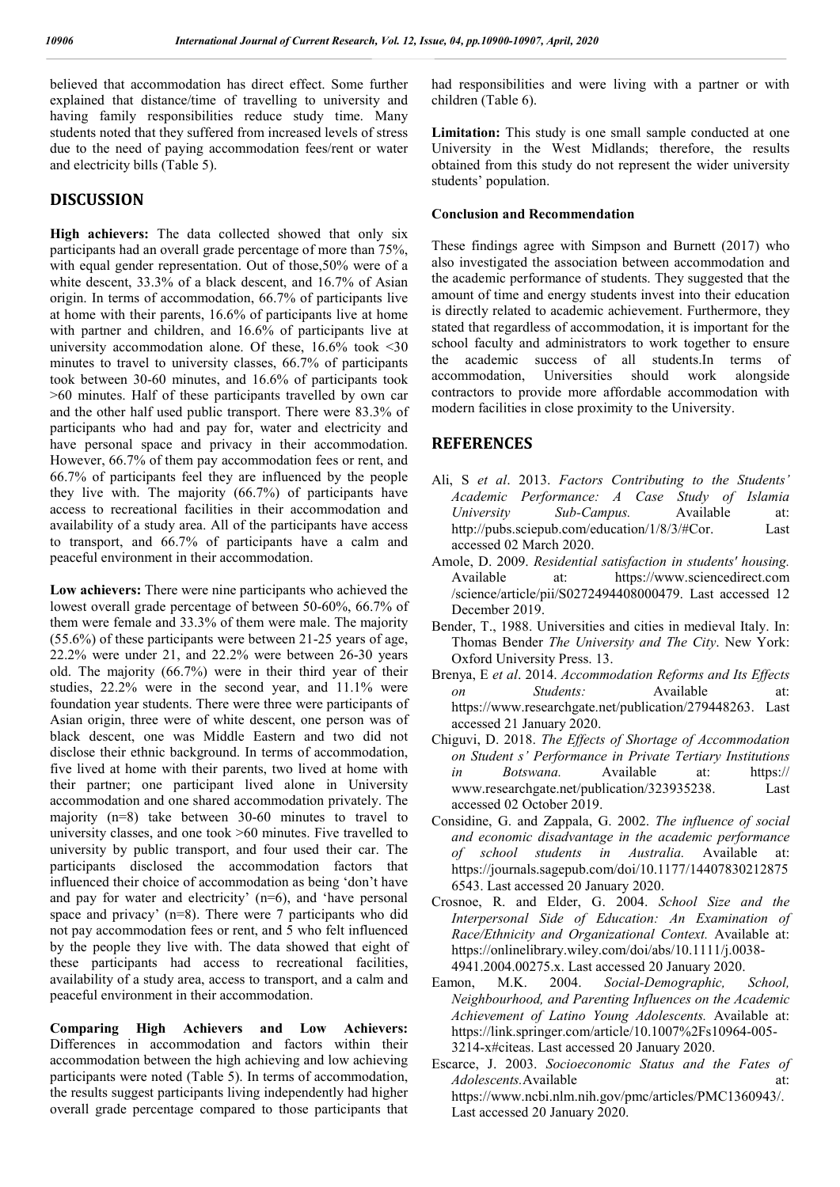believed that accommodation has direct effect. Some further explained that distance/time of travelling to university and having family responsibilities reduce study time. Many students noted that they suffered from increased levels of stress due to the need of paying accommodation fees/rent or water and electricity bills (Table 5).

## DISCUSSION

**High achievers:** The data collected showed that only six participants had an overall grade percentage of more than 75%, with equal gender representation. Out of those,50% were of a white descent, 33.3% of a black descent, and 16.7% of Asian origin. In terms of accommodation, 66.7% of participants live at home with their parents, 16.6% of participants live at home with partner and children, and 16.6% of participants live at university accommodation alone. Of these, 16.6% took <30 minutes to travel to university classes, 66.7% of participants took between 30-60 minutes, and 16.6% of participants took >60 minutes. Half of these participants travelled by own car and the other half used public transport. There were 83.3% of participants who had and pay for, water and electricity and have personal space and privacy in their accommodation. However, 66.7% of them pay accommodation fees or rent, and 66.7% of participants feel they are influenced by the people they live with. The majority (66.7%) of participants have access to recreational facilities in their accommodation and availability of a study area. All of the participants have access to transport, and 66.7% of participants have a calm and peaceful environment in their accommodation.

**Low achievers:** There were nine participants who achieved the lowest overall grade percentage of between 50-60%, 66.7% of them were female and 33.3% of them were male. The majority (55.6%) of these participants were between 21-25 years of age, 22.2% were under 21, and 22.2% were between 26-30 years old. The majority (66.7%) were in their third year of their studies, 22.2% were in the second year, and 11.1% were foundation year students. There were three were participants of Asian origin, three were of white descent, one person was of black descent, one was Middle Eastern and two did not disclose their ethnic background. In terms of accommodation, five lived at home with their parents, two lived at home with their partner; one participant lived alone in University accommodation and one shared accommodation privately. The majority (n=8) take between 30-60 minutes to travel to university classes, and one took >60 minutes. Five travelled to university by public transport, and four used their car. The participants disclosed the accommodation factors that influenced their choice of accommodation as being 'don't have and pay for water and electricity' (n=6), and 'have personal space and privacy' (n=8). There were 7 participants who did not pay accommodation fees or rent, and 5 who felt influenced by the people they live with. The data showed that eight of these participants had access to recreational facilities, availability of a study area, access to transport, and a calm and peaceful environment in their accommodation.

**Comparing High Achievers and Low Achievers:** Differences in accommodation and factors within their accommodation between the high achieving and low achieving participants were noted (Table 5). In terms of accommodation, the results suggest participants living independently had higher overall grade percentage compared to those participants that had responsibilities and were living with a partner or with children (Table 6).

**Limitation:** This study is one small sample conducted at one University in the West Midlands; therefore, the results obtained from this study do not represent the wider university students' population.

### Conclusion and Recommendation

These findings agree with Simpson and Burnett (2017) who also investigated the association between accommodation and the academic performance of students. They suggested that the amount of time and energy students invest into their education is directly related to academic achievement. Furthermore, they stated that regardless of accommodation, it is important for the school faculty and administrators to work together to ensure the academic success of all students.In terms of accommodation, Universities should work alongside contractors to provide more affordable accommodation with modern facilities in close proximity to the University.

## REFERENCES

Ali, S *et al*. 2013. *Factors Contributing to the Students' Academic Performance: A Case Study of Islamia University Sub-Campus.* Available at: http://pubs.sciepub.com/education/1/8/3/#Cor. Last accessed 02 March 2020.

Amole, D. 2009. *Residential satisfaction in students' housing.* Available at: https://www.sciencedirect.com/science/article/pii/S0272494408000479. Last accessed 12 December 2019.

Bender, T., 1988. Universities and cities in medieval Italy. In: Thomas Bender *The University and The City*. New York: Oxford University Press. 13.

Brenya, E *et al*. 2014. *Accommodation Reforms and Its Effects on Students:* Available at: https://www.researchgate.net/publication/279448263. Last accessed 21 January 2020.

Chiguvi, D. 2018. *The Effects of Shortage of Accommodation on Student s' Performance in Private Tertiary Institutions in Botswana.* Available at: https://www.researchgate.net/publication/323935238. Last accessed 02 October 2019.

Considine, G. and Zappala, G. 2002. *The influence of social and economic disadvantage in the academic performance of school students in Australia.* Available at: https://journals.sagepub.com/doi/10.1177/144078302128756543. Last accessed 20 January 2020.

Crosnoe, R. and Elder, G. 2004. *School Size and the Interpersonal Side of Education: An Examination of Race/Ethnicity and Organizational Context.* Available at: https://onlinelibrary.wiley.com/doi/abs/10.1111/j.0038-4941.2004.00275.x. Last accessed 20 January 2020.

Eamon, M.K. 2004. *Social-Demographic, School, Neighbourhood, and Parenting Influences on the Academic Achievement of Latino Young Adolescents.* Available at: https://link.springer.com/article/10.1007%2Fs10964-005-3214-x#citeas. Last accessed 20 January 2020.

Escarce, J. 2003. *Socioeconomic Status and the Fates of Adolescents.*Available at: https://www.ncbi.nlm.nih.gov/pmc/articles/PMC1360943/. Last accessed 20 January 2020.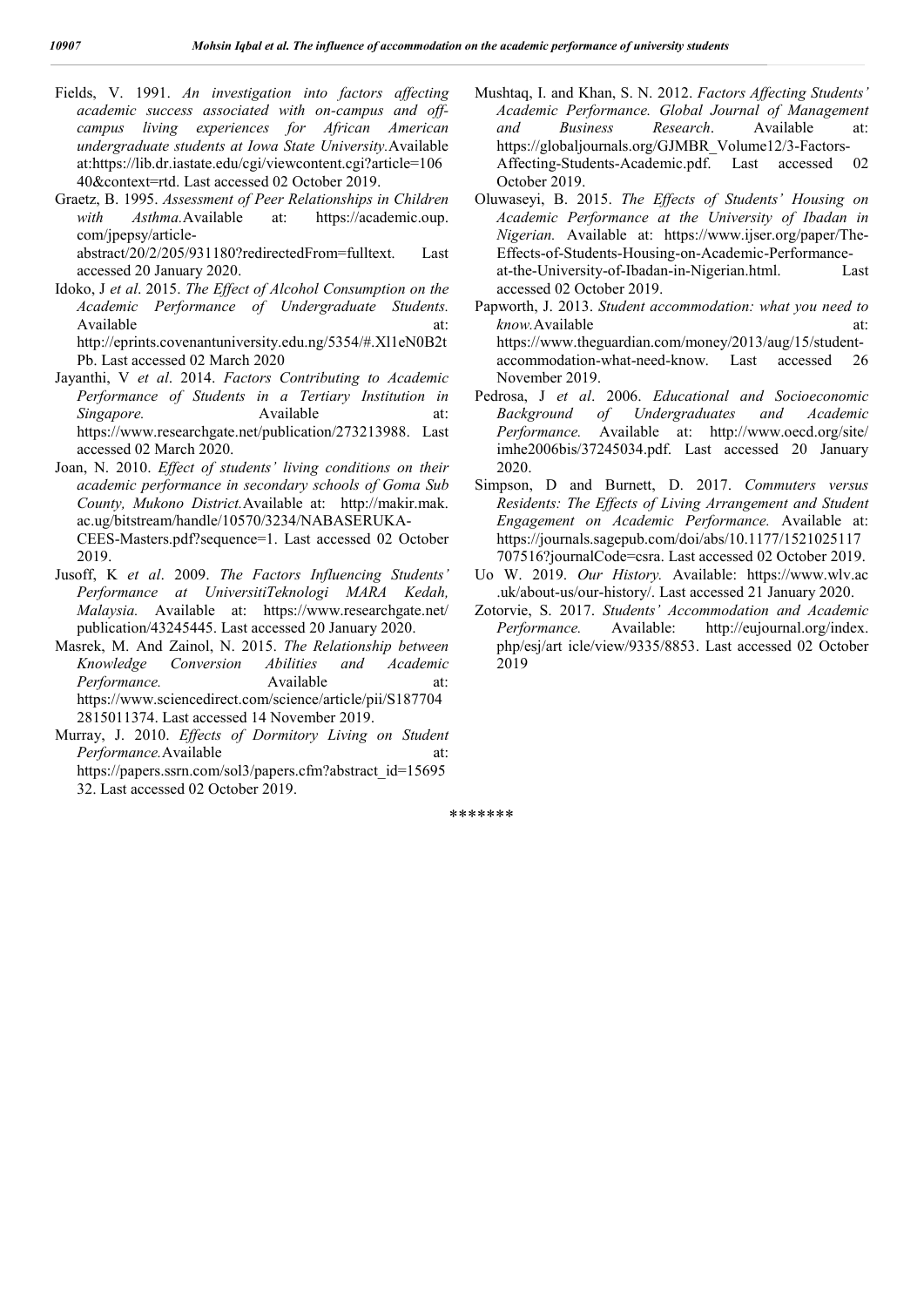Fields, V. 1991. *An investigation into factors affecting academic success associated with on-campus and off-campus living experiences for African American undergraduate students at Iowa State University.*Available at:https://lib.dr.iastate.edu/cgi/viewcontent.cgi?article=10640&context=rtd. Last accessed 02 October 2019.

Graetz, B. 1995. *Assessment of Peer Relationships in Children with Asthma.*Available at: https://academic.oup.com/jpepsy/article-abstract/20/2/205/931180?redirectedFrom=fulltext. Last accessed 20 January 2020.

Idoko, J *et al*. 2015. *The Effect of Alcohol Consumption on the Academic Performance of Undergraduate Students.* Available at: http://eprints.covenantuniversity.edu.ng/5354/#.Xl1eN0B2tPb. Last accessed 02 March 2020

Jayanthi, V *et al*. 2014. *Factors Contributing to Academic Performance of Students in a Tertiary Institution in Singapore.* Available at: https://www.researchgate.net/publication/273213988. Last accessed 02 March 2020.

Joan, N. 2010. *Effect of students' living conditions on their academic performance in secondary schools of Goma Sub County, Mukono District.*Available at: http://makir.mak.ac.ug/bitstream/handle/10570/3234/NABASERUKA-CEES-Masters.pdf?sequence=1. Last accessed 02 October 2019.

Jusoff, K *et al*. 2009. *The Factors Influencing Students' Performance at UniversitiTeknologi MARA Kedah, Malaysia.* Available at: https://www.researchgate.net/publication/43245445. Last accessed 20 January 2020.

Masrek, M. And Zainol, N. 2015. *The Relationship between Knowledge Conversion Abilities and Academic Performance.* Available at: https://www.sciencedirect.com/science/article/pii/S1877042815011374. Last accessed 14 November 2019.

Murray, J. 2010. *Effects of Dormitory Living on Student Performance.*Available at: https://papers.ssrn.com/sol3/papers.cfm?abstract_id=1569532. Last accessed 02 October 2019.

Mushtaq, I. and Khan, S. N. 2012. *Factors Affecting Students' Academic Performance. Global Journal of Management and Business Research*. Available at: https://globaljournals.org/GJMBR_Volume12/3-Factors-Affecting-Students-Academic.pdf. Last accessed 02 October 2019.

Oluwaseyi, B. 2015. *The Effects of Students' Housing on Academic Performance at the University of Ibadan in Nigerian.* Available at: https://www.ijser.org/paper/The-Effects-of-Students-Housing-on-Academic-Performance-at-the-University-of-Ibadan-in-Nigerian.html. Last accessed 02 October 2019.

Papworth, J. 2013. *Student accommodation: what you need to know.*Available at: https://www.theguardian.com/money/2013/aug/15/student-accommodation-what-need-know. Last accessed 26 November 2019.

Pedrosa, J *et al*. 2006. *Educational and Socioeconomic Background of Undergraduates and Academic Performance.* Available at: http://www.oecd.org/site/imhe2006bis/37245034.pdf. Last accessed 20 January 2020.

Simpson, D and Burnett, D. 2017. *Commuters versus Residents: The Effects of Living Arrangement and Student Engagement on Academic Performance.* Available at: https://journals.sagepub.com/doi/abs/10.1177/1521025117707516?journalCode=csra. Last accessed 02 October 2019.

Uo W. 2019. *Our History.* Available: https://www.wlv.ac.uk/about-us/our-history/. Last accessed 21 January 2020.

Zotorvie, S. 2017. *Students' Accommodation and Academic Performance.* Available: http://eujournal.org/index.php/esj/art icle/view/9335/8853. Last accessed 02 October 2019

*******